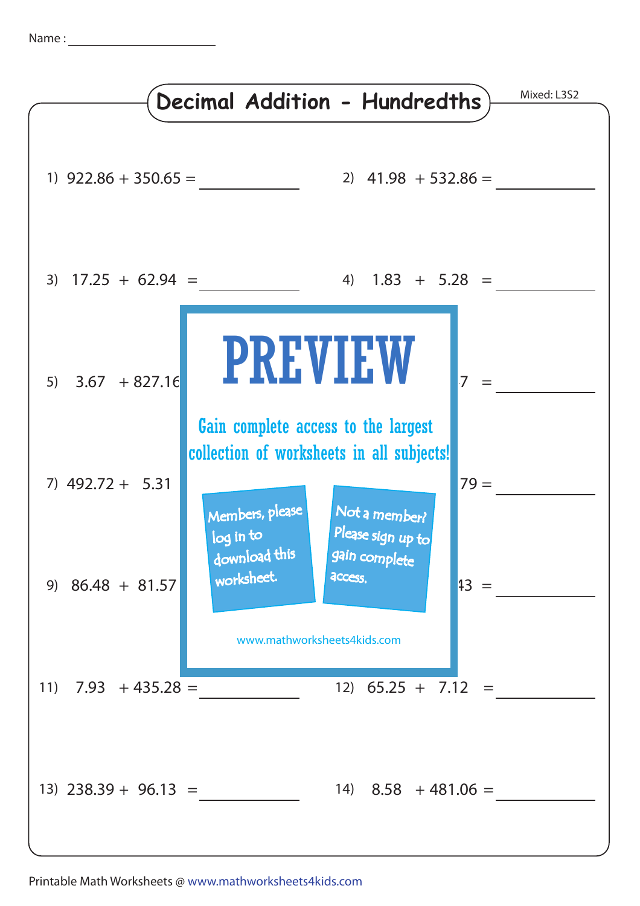Name : ____________________

# Decimal Addition - Hundredths

Mixed: L3S2

1) $922.86 + 350.65 =$ __________

2) $41.98 + 532.86 =$ __________

3) $17.25 + 62.94 =$ __________

4) $1.83 + 5.28 =$ __________

5) $3.67 + 827.16$ ... 7 $=$ __________

7) $492.72 + 5.31$ ... 79 $=$ __________

9) $86.48 + 81.57$ ... 43 $=$ __________

PREVIEW

Gain complete access to the largest collection of worksheets in all subjects!

Members, please log in to download this worksheet.

Not a member? Please sign up to gain complete access.

www.mathworksheets4kids.com

11) $7.93 + 435.28 =$ __________

12) $65.25 + 7.12 =$ __________

13) $238.39 + 96.13 =$ __________

14) $8.58 + 481.06 =$ __________

Printable Math Worksheets @ www.mathworksheets4kids.com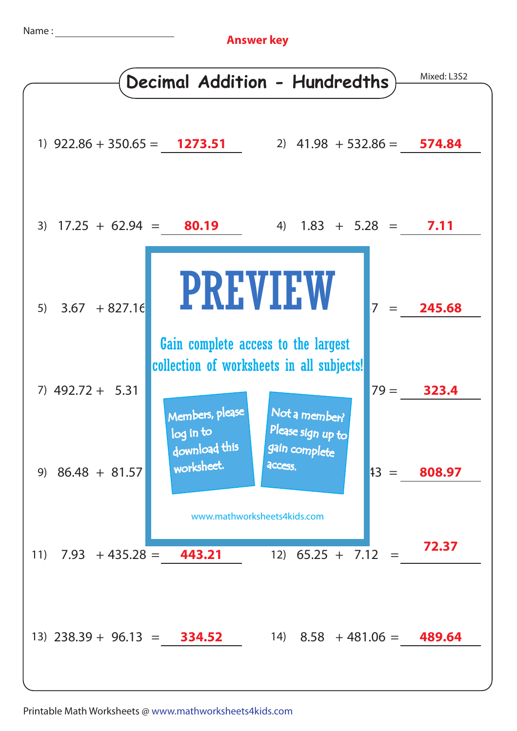Name :

**Answer key**

# Decimal Addition - Hundredths

Mixed: L3S2

1) $922.86 + 350.65 =$ **1273.51**

2) $41.98 + 532.86 =$ **574.84**

3) $17.25 + 62.94 =$ **80.19**

4) $1.83 + 5.28 =$ **7.11**

5) $3.67 + 827.16$

6) 7 = **245.68**

7) $492.72 + 5.31$

8) 79 = **323.4**

9) $86.48 + 81.57$

10) 43 = **808.97**

PREVIEW

Gain complete access to the largest collection of worksheets in all subjects!

Members, please log in to download this worksheet.

Not a member? Please sign up to gain complete access.

www.mathworksheets4kids.com

11) $7.93 + 435.28 =$ **443.21**

12) $65.25 + 7.12 =$ **72.37**

13) $238.39 + 96.13 =$ **334.52**

14) $8.58 + 481.06 =$ **489.64**

Printable Math Worksheets @ www.mathworksheets4kids.com